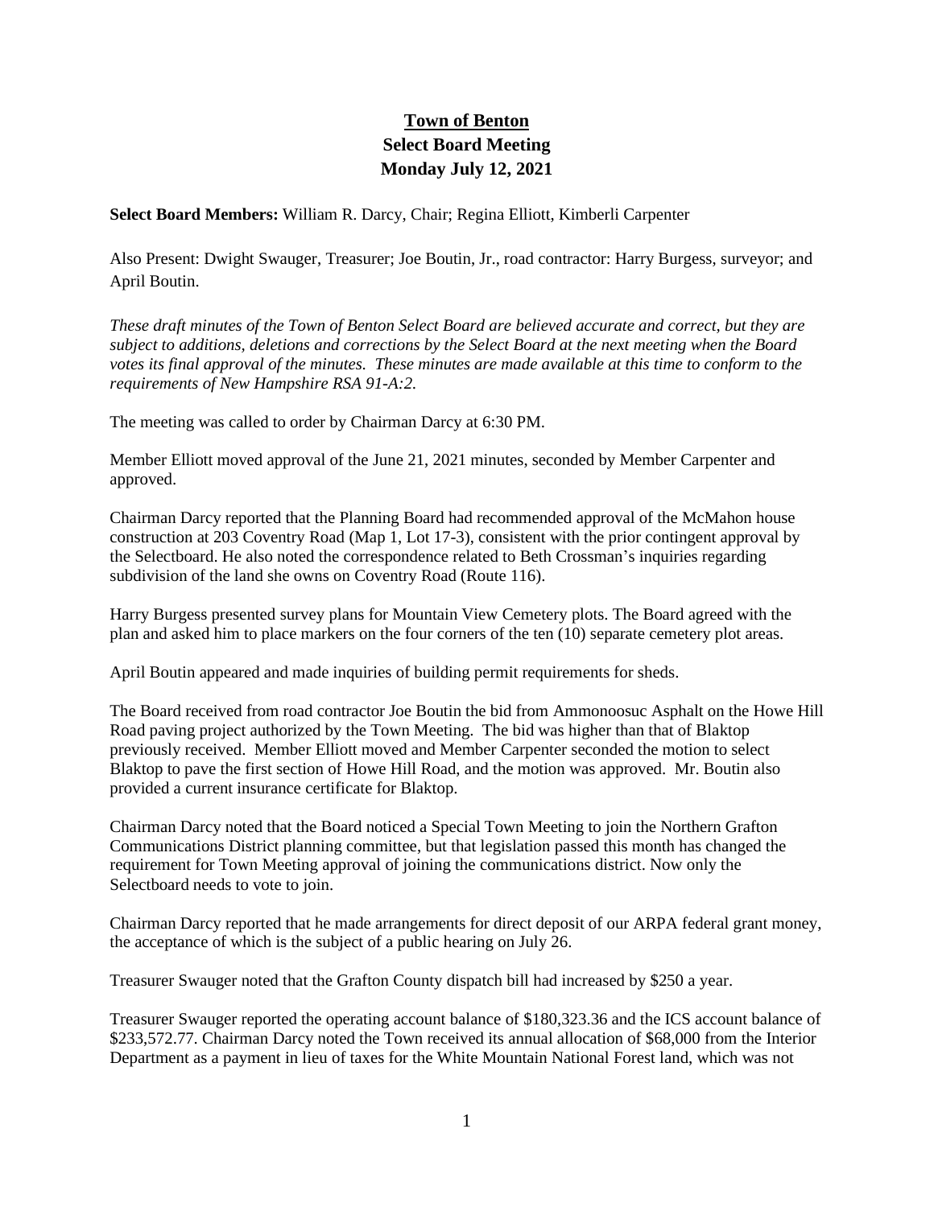# Town of Benton
## Select Board Meeting
## Monday July 12, 2021

**Select Board Members:** William R. Darcy, Chair; Regina Elliott, Kimberli Carpenter

Also Present: Dwight Swauger, Treasurer; Joe Boutin, Jr., road contractor: Harry Burgess, surveyor; and April Boutin.

*These draft minutes of the Town of Benton Select Board are believed accurate and correct, but they are subject to additions, deletions and corrections by the Select Board at the next meeting when the Board votes its final approval of the minutes. These minutes are made available at this time to conform to the requirements of New Hampshire RSA 91-A:2.*

The meeting was called to order by Chairman Darcy at 6:30 PM.

Member Elliott moved approval of the June 21, 2021 minutes, seconded by Member Carpenter and approved.

Chairman Darcy reported that the Planning Board had recommended approval of the McMahon house construction at 203 Coventry Road (Map 1, Lot 17-3), consistent with the prior contingent approval by the Selectboard. He also noted the correspondence related to Beth Crossman's inquiries regarding subdivision of the land she owns on Coventry Road (Route 116).

Harry Burgess presented survey plans for Mountain View Cemetery plots. The Board agreed with the plan and asked him to place markers on the four corners of the ten (10) separate cemetery plot areas.

April Boutin appeared and made inquiries of building permit requirements for sheds.

The Board received from road contractor Joe Boutin the bid from Ammonoosuc Asphalt on the Howe Hill Road paving project authorized by the Town Meeting. The bid was higher than that of Blaktop previously received. Member Elliott moved and Member Carpenter seconded the motion to select Blaktop to pave the first section of Howe Hill Road, and the motion was approved. Mr. Boutin also provided a current insurance certificate for Blaktop.

Chairman Darcy noted that the Board noticed a Special Town Meeting to join the Northern Grafton Communications District planning committee, but that legislation passed this month has changed the requirement for Town Meeting approval of joining the communications district. Now only the Selectboard needs to vote to join.

Chairman Darcy reported that he made arrangements for direct deposit of our ARPA federal grant money, the acceptance of which is the subject of a public hearing on July 26.

Treasurer Swauger noted that the Grafton County dispatch bill had increased by $250 a year.

Treasurer Swauger reported the operating account balance of $180,323.36 and the ICS account balance of $233,572.77. Chairman Darcy noted the Town received its annual allocation of $68,000 from the Interior Department as a payment in lieu of taxes for the White Mountain National Forest land, which was not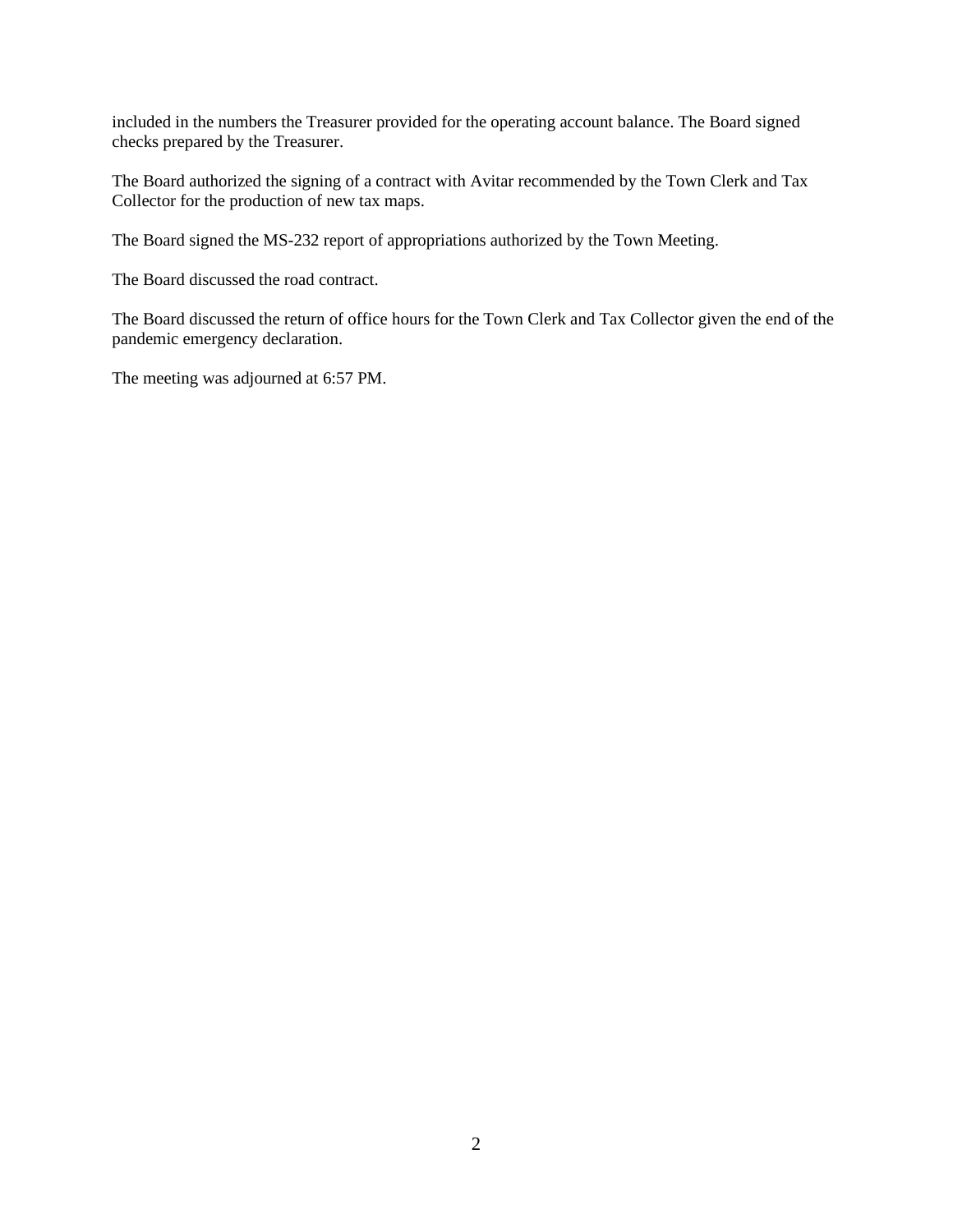included in the numbers the Treasurer provided for the operating account balance. The Board signed checks prepared by the Treasurer.

The Board authorized the signing of a contract with Avitar recommended by the Town Clerk and Tax Collector for the production of new tax maps.

The Board signed the MS-232 report of appropriations authorized by the Town Meeting.

The Board discussed the road contract.

The Board discussed the return of office hours for the Town Clerk and Tax Collector given the end of the pandemic emergency declaration.

The meeting was adjourned at 6:57 PM.